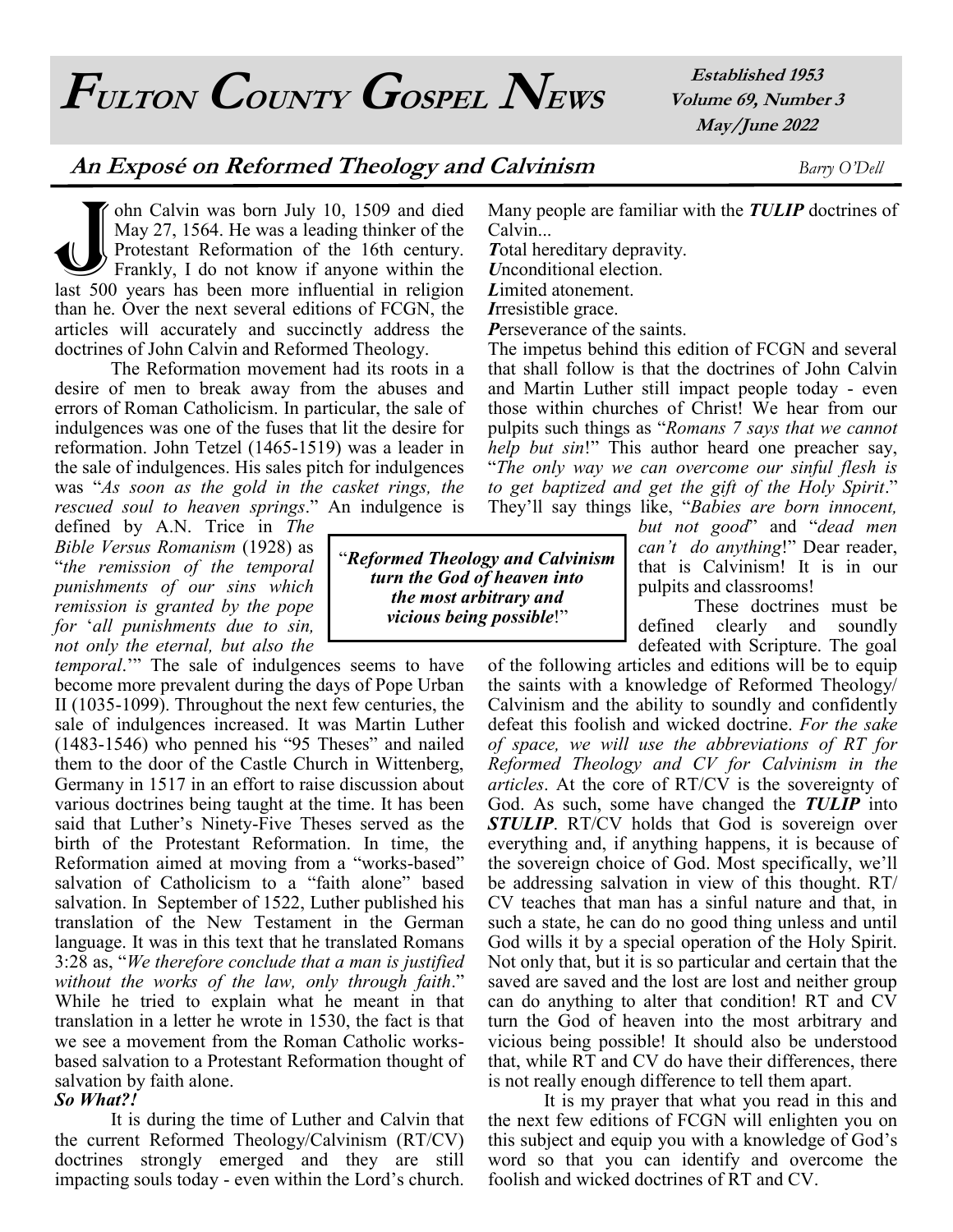# Fulton County Gospel News

**Established 1953**
**Volume 69, Number 3**
**May/June 2022**

## An Exposé on Reformed Theology and Calvinism

*Barry O'Dell*

John Calvin was born July 10, 1509 and died May 27, 1564. He was a leading thinker of the Protestant Reformation of the 16th century. Frankly, I do not know if anyone within the last 500 years has been more influential in religion than he. Over the next several editions of FCGN, the articles will accurately and succinctly address the doctrines of John Calvin and Reformed Theology.

The Reformation movement had its roots in a desire of men to break away from the abuses and errors of Roman Catholicism. In particular, the sale of indulgences was one of the fuses that lit the desire for reformation. John Tetzel (1465-1519) was a leader in the sale of indulgences. His sales pitch for indulgences was "*As soon as the gold in the casket rings, the rescued soul to heaven springs*." An indulgence is defined by A.N. Trice in *The Bible Versus Romanism* (1928) as "*the remission of the temporal punishments of our sins which remission is granted by the pope for 'all punishments due to sin, not only the eternal, but also the temporal*.'" The sale of indulgences seems to have become more prevalent during the days of Pope Urban II (1035-1099). Throughout the next few centuries, the sale of indulgences increased. It was Martin Luther (1483-1546) who penned his "95 Theses" and nailed them to the door of the Castle Church in Wittenberg, Germany in 1517 in an effort to raise discussion about various doctrines being taught at the time. It has been said that Luther's Ninety-Five Theses served as the birth of the Protestant Reformation. In time, the Reformation aimed at moving from a "works-based" salvation of Catholicism to a "faith alone" based salvation. In September of 1522, Luther published his translation of the New Testament in the German language. It was in this text that he translated Romans 3:28 as, "*We therefore conclude that a man is justified without the works of the law, only through faith*." While he tried to explain what he meant in that translation in a letter he wrote in 1530, the fact is that we see a movement from the Roman Catholic works-based salvation to a Protestant Reformation thought of salvation by faith alone.

> "***Reformed Theology and Calvinism turn the God of heaven into the most arbitrary and vicious being possible***!"

***So What?!***

It is during the time of Luther and Calvin that the current Reformed Theology/Calvinism (RT/CV) doctrines strongly emerged and they are still impacting souls today - even within the Lord's church. Many people are familiar with the ***TULIP*** doctrines of Calvin...

***T***otal hereditary depravity.
***U***nconditional election.
***L***imited atonement.
***I***rresistible grace.
***P***erseverance of the saints.

The impetus behind this edition of FCGN and several that shall follow is that the doctrines of John Calvin and Martin Luther still impact people today - even those within churches of Christ! We hear from our pulpits such things as "*Romans 7 says that we cannot help but sin*!" This author heard one preacher say, "*The only way we can overcome our sinful flesh is to get baptized and get the gift of the Holy Spirit*." They'll say things like, "*Babies are born innocent, but not good*" and "*dead men can't do anything*!" Dear reader, that is Calvinism! It is in our pulpits and classrooms!

These doctrines must be defined clearly and soundly defeated with Scripture. The goal of the following articles and editions will be to equip the saints with a knowledge of Reformed Theology/ Calvinism and the ability to soundly and confidently defeat this foolish and wicked doctrine. *For the sake of space, we will use the abbreviations of RT for Reformed Theology and CV for Calvinism in the articles*. At the core of RT/CV is the sovereignty of God. As such, some have changed the ***TULIP*** into ***STULIP***. RT/CV holds that God is sovereign over everything and, if anything happens, it is because of the sovereign choice of God. Most specifically, we'll be addressing salvation in view of this thought. RT/CV teaches that man has a sinful nature and that, in such a state, he can do no good thing unless and until God wills it by a special operation of the Holy Spirit. Not only that, but it is so particular and certain that the saved are saved and the lost are lost and neither group can do anything to alter that condition! RT and CV turn the God of heaven into the most arbitrary and vicious being possible! It should also be understood that, while RT and CV do have their differences, there is not really enough difference to tell them apart.

It is my prayer that what you read in this and the next few editions of FCGN will enlighten you on this subject and equip you with a knowledge of God's word so that you can identify and overcome the foolish and wicked doctrines of RT and CV.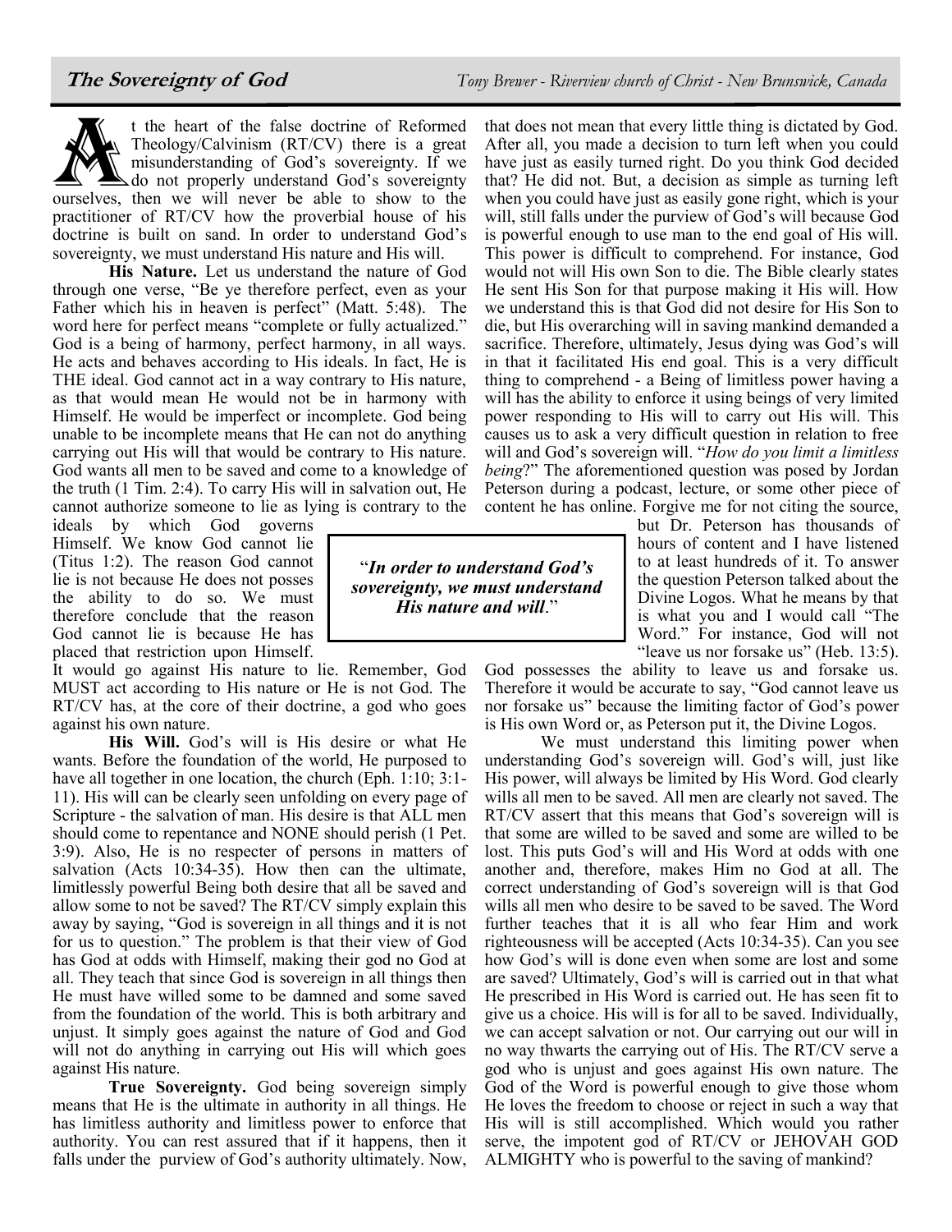# The Sovereignty of God

*Tony Brewer - Riverview church of Christ - New Brunswick, Canada*

At the heart of the false doctrine of Reformed Theology/Calvinism (RT/CV) there is a great misunderstanding of God's sovereignty. If we do not properly understand God's sovereignty ourselves, then we will never be able to show to the practitioner of RT/CV how the proverbial house of his doctrine is built on sand. In order to understand God's sovereignty, we must understand His nature and His will.

**His Nature.** Let us understand the nature of God through one verse, "Be ye therefore perfect, even as your Father which his in heaven is perfect" (Matt. 5:48). The word here for perfect means "complete or fully actualized." God is a being of harmony, perfect harmony, in all ways. He acts and behaves according to His ideals. In fact, He is THE ideal. God cannot act in a way contrary to His nature, as that would mean He would not be in harmony with Himself. He would be imperfect or incomplete. God being unable to be incomplete means that He can not do anything carrying out His will that would be contrary to His nature. God wants all men to be saved and come to a knowledge of the truth (1 Tim. 2:4). To carry His will in salvation out, He cannot authorize someone to lie as lying is contrary to the ideals by which God governs Himself. We know God cannot lie (Titus 1:2). The reason God cannot lie is not because He does not posses the ability to do so. We must therefore conclude that the reason God cannot lie is because He has placed that restriction upon Himself. It would go against His nature to lie. Remember, God MUST act according to His nature or He is not God. The RT/CV has, at the core of their doctrine, a god who goes against his own nature.

> "***In order to understand God's sovereignty, we must understand His nature and will***."

**His Will.** God's will is His desire or what He wants. Before the foundation of the world, He purposed to have all together in one location, the church (Eph. 1:10; 3:1-11). His will can be clearly seen unfolding on every page of Scripture - the salvation of man. His desire is that ALL men should come to repentance and NONE should perish (1 Pet. 3:9). Also, He is no respecter of persons in matters of salvation (Acts 10:34-35). How then can the ultimate, limitlessly powerful Being both desire that all be saved and allow some to not be saved? The RT/CV simply explain this away by saying, "God is sovereign in all things and it is not for us to question." The problem is that their view of God has God at odds with Himself, making their god no God at all. They teach that since God is sovereign in all things then He must have willed some to be damned and some saved from the foundation of the world. This is both arbitrary and unjust. It simply goes against the nature of God and God will not do anything in carrying out His will which goes against His nature.

**True Sovereignty.** God being sovereign simply means that He is the ultimate in authority in all things. He has limitless authority and limitless power to enforce that authority. You can rest assured that if it happens, then it falls under the purview of God's authority ultimately. Now, that does not mean that every little thing is dictated by God. After all, you made a decision to turn left when you could have just as easily turned right. Do you think God decided that? He did not. But, a decision as simple as turning left when you could have just as easily gone right, which is your will, still falls under the purview of God's will because God is powerful enough to use man to the end goal of His will. This power is difficult to comprehend. For instance, God would not will His own Son to die. The Bible clearly states He sent His Son for that purpose making it His will. How we understand this is that God did not desire for His Son to die, but His overarching will in saving mankind demanded a sacrifice. Therefore, ultimately, Jesus dying was God's will in that it facilitated His end goal. This is a very difficult thing to comprehend - a Being of limitless power having a will has the ability to enforce it using beings of very limited power responding to His will to carry out His will. This causes us to ask a very difficult question in relation to free will and God's sovereign will. "*How do you limit a limitless being*?" The aforementioned question was posed by Jordan Peterson during a podcast, lecture, or some other piece of content he has online. Forgive me for not citing the source, but Dr. Peterson has thousands of hours of content and I have listened to at least hundreds of it. To answer the question Peterson talked about the Divine Logos. What he means by that is what you and I would call "The Word." For instance, God will not "leave us nor forsake us" (Heb. 13:5). God possesses the ability to leave us and forsake us. Therefore it would be accurate to say, "God cannot leave us nor forsake us" because the limiting factor of God's power is His own Word or, as Peterson put it, the Divine Logos.

We must understand this limiting power when understanding God's sovereign will. God's will, just like His power, will always be limited by His Word. God clearly wills all men to be saved. All men are clearly not saved. The RT/CV assert that this means that God's sovereign will is that some are willed to be saved and some are willed to be lost. This puts God's will and His Word at odds with one another and, therefore, makes Him no God at all. The correct understanding of God's sovereign will is that God wills all men who desire to be saved to be saved. The Word further teaches that it is all who fear Him and work righteousness will be accepted (Acts 10:34-35). Can you see how God's will is done even when some are lost and some are saved? Ultimately, God's will is carried out in that what He prescribed in His Word is carried out. He has seen fit to give us a choice. His will is for all to be saved. Individually, we can accept salvation or not. Our carrying out our will in no way thwarts the carrying out of His. The RT/CV serve a god who is unjust and goes against His own nature. The God of the Word is powerful enough to give those whom He loves the freedom to choose or reject in such a way that His will is still accomplished. Which would you rather serve, the impotent god of RT/CV or JEHOVAH GOD ALMIGHTY who is powerful to the saving of mankind?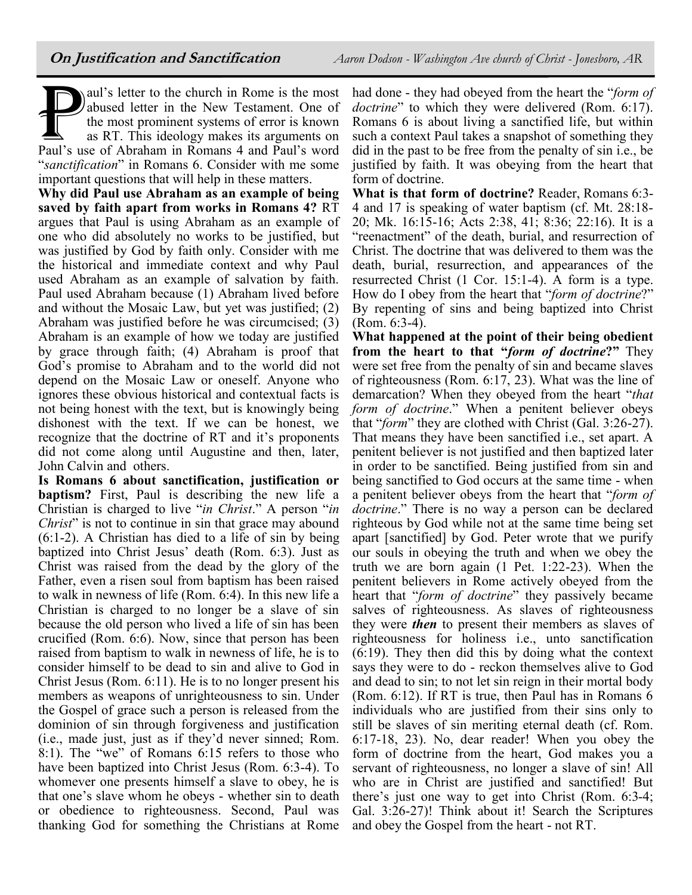## On Justification and Sanctification

*Aaron Dodson - Washington Ave church of Christ - Jonesboro, AR*

Paul's letter to the church in Rome is the most abused letter in the New Testament. One of the most prominent systems of error is known as RT. This ideology makes its arguments on Paul's use of Abraham in Romans 4 and Paul's word "*sanctification*" in Romans 6. Consider with me some important questions that will help in these matters.

**Why did Paul use Abraham as an example of being saved by faith apart from works in Romans 4?** RT argues that Paul is using Abraham as an example of one who did absolutely no works to be justified, but was justified by God by faith only. Consider with me the historical and immediate context and why Paul used Abraham as an example of salvation by faith. Paul used Abraham because (1) Abraham lived before and without the Mosaic Law, but yet was justified; (2) Abraham was justified before he was circumcised; (3) Abraham is an example of how we today are justified by grace through faith; (4) Abraham is proof that God's promise to Abraham and to the world did not depend on the Mosaic Law or oneself. Anyone who ignores these obvious historical and contextual facts is not being honest with the text, but is knowingly being dishonest with the text. If we can be honest, we recognize that the doctrine of RT and it's proponents did not come along until Augustine and then, later, John Calvin and others.

**Is Romans 6 about sanctification, justification or baptism?** First, Paul is describing the new life a Christian is charged to live "*in Christ*." A person "*in Christ*" is not to continue in sin that grace may abound (6:1-2). A Christian has died to a life of sin by being baptized into Christ Jesus' death (Rom. 6:3). Just as Christ was raised from the dead by the glory of the Father, even a risen soul from baptism has been raised to walk in newness of life (Rom. 6:4). In this new life a Christian is charged to no longer be a slave of sin because the old person who lived a life of sin has been crucified (Rom. 6:6). Now, since that person has been raised from baptism to walk in newness of life, he is to consider himself to be dead to sin and alive to God in Christ Jesus (Rom. 6:11). He is to no longer present his members as weapons of unrighteousness to sin. Under the Gospel of grace such a person is released from the dominion of sin through forgiveness and justification (i.e., made just, just as if they'd never sinned; Rom. 8:1). The "we" of Romans 6:15 refers to those who have been baptized into Christ Jesus (Rom. 6:3-4). To whomever one presents himself a slave to obey, he is that one's slave whom he obeys - whether sin to death or obedience to righteousness. Second, Paul was thanking God for something the Christians at Rome had done - they had obeyed from the heart the "*form of doctrine*" to which they were delivered (Rom. 6:17). Romans 6 is about living a sanctified life, but within such a context Paul takes a snapshot of something they did in the past to be free from the penalty of sin i.e., be justified by faith. It was obeying from the heart that form of doctrine.

**What is that form of doctrine?** Reader, Romans 6:3-4 and 17 is speaking of water baptism (cf. Mt. 28:18-20; Mk. 16:15-16; Acts 2:38, 41; 8:36; 22:16). It is a "reenactment" of the death, burial, and resurrection of Christ. The doctrine that was delivered to them was the death, burial, resurrection, and appearances of the resurrected Christ (1 Cor. 15:1-4). A form is a type. How do I obey from the heart that "*form of doctrine*?" By repenting of sins and being baptized into Christ (Rom. 6:3-4).

**What happened at the point of their being obedient from the heart to that "*form of doctrine*?"** They were set free from the penalty of sin and became slaves of righteousness (Rom. 6:17, 23). What was the line of demarcation? When they obeyed from the heart "*that form of doctrine*." When a penitent believer obeys that "*form*" they are clothed with Christ (Gal. 3:26-27). That means they have been sanctified i.e., set apart. A penitent believer is not justified and then baptized later in order to be sanctified. Being justified from sin and being sanctified to God occurs at the same time - when a penitent believer obeys from the heart that "*form of doctrine*." There is no way a person can be declared righteous by God while not at the same time being set apart [sanctified] by God. Peter wrote that we purify our souls in obeying the truth and when we obey the truth we are born again (1 Pet. 1:22-23). When the penitent believers in Rome actively obeyed from the heart that "*form of doctrine*" they passively became salves of righteousness. As slaves of righteousness they were ***then*** to present their members as slaves of righteousness for holiness i.e., unto sanctification (6:19). They then did this by doing what the context says they were to do - reckon themselves alive to God and dead to sin; to not let sin reign in their mortal body (Rom. 6:12). If RT is true, then Paul has in Romans 6 individuals who are justified from their sins only to still be slaves of sin meriting eternal death (cf. Rom. 6:17-18, 23). No, dear reader! When you obey the form of doctrine from the heart, God makes you a servant of righteousness, no longer a slave of sin! All who are in Christ are justified and sanctified! But there's just one way to get into Christ (Rom. 6:3-4; Gal. 3:26-27)! Think about it! Search the Scriptures and obey the Gospel from the heart - not RT.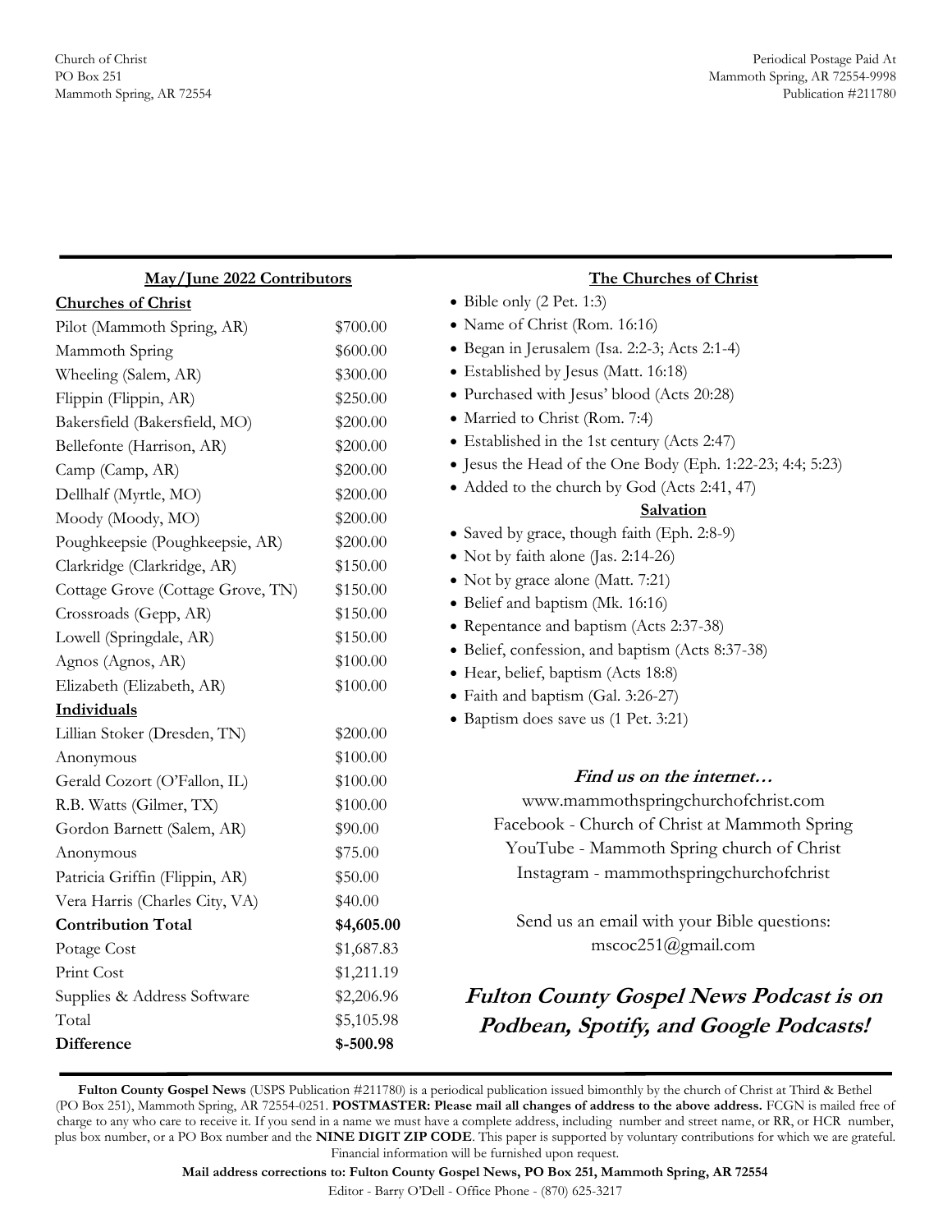Church of Christ
PO Box 251
Mammoth Spring, AR 72554

Periodical Postage Paid At
Mammoth Spring, AR 72554-9998
Publication #211780

## May/June 2022 Contributors

| | |
|---|---|
| **Churches of Christ** | |
| Pilot (Mammoth Spring, AR) | $700.00 |
| Mammoth Spring | $600.00 |
| Wheeling (Salem, AR) | $300.00 |
| Flippin (Flippin, AR) | $250.00 |
| Bakersfield (Bakersfield, MO) | $200.00 |
| Bellefonte (Harrison, AR) | $200.00 |
| Camp (Camp, AR) | $200.00 |
| Dellhalf (Myrtle, MO) | $200.00 |
| Moody (Moody, MO) | $200.00 |
| Poughkeepsie (Poughkeepsie, AR) | $200.00 |
| Clarkridge (Clarkridge, AR) | $150.00 |
| Cottage Grove (Cottage Grove, TN) | $150.00 |
| Crossroads (Gepp, AR) | $150.00 |
| Lowell (Springdale, AR) | $150.00 |
| Agnos (Agnos, AR) | $100.00 |
| Elizabeth (Elizabeth, AR) | $100.00 |
| **Individuals** | |
| Lillian Stoker (Dresden, TN) | $200.00 |
| Anonymous | $100.00 |
| Gerald Cozort (O'Fallon, IL) | $100.00 |
| R.B. Watts (Gilmer, TX) | $100.00 |
| Gordon Barnett (Salem, AR) | $90.00 |
| Anonymous | $75.00 |
| Patricia Griffin (Flippin, AR) | $50.00 |
| Vera Harris (Charles City, VA) | $40.00 |
| **Contribution Total** | **$4,605.00** |
| Potage Cost | $1,687.83 |
| Print Cost | $1,211.19 |
| Supplies & Address Software | $2,206.96 |
| Total | $5,105.98 |
| **Difference** | **$-500.98** |

## The Churches of Christ

- Bible only (2 Pet. 1:3)
- Name of Christ (Rom. 16:16)
- Began in Jerusalem (Isa. 2:2-3; Acts 2:1-4)
- Established by Jesus (Matt. 16:18)
- Purchased with Jesus' blood (Acts 20:28)
- Married to Christ (Rom. 7:4)
- Established in the 1st century (Acts 2:47)
- Jesus the Head of the One Body (Eph. 1:22-23; 4:4; 5:23)
- Added to the church by God (Acts 2:41, 47)

## Salvation

- Saved by grace, though faith (Eph. 2:8-9)
- Not by faith alone (Jas. 2:14-26)
- Not by grace alone (Matt. 7:21)
- Belief and baptism (Mk. 16:16)
- Repentance and baptism (Acts 2:37-38)
- Belief, confession, and baptism (Acts 8:37-38)
- Hear, belief, baptism (Acts 18:8)
- Faith and baptism (Gal. 3:26-27)
- Baptism does save us (1 Pet. 3:21)

***Find us on the internet…***

www.mammothspringchurchofchrist.com
Facebook - Church of Christ at Mammoth Spring
YouTube - Mammoth Spring church of Christ
Instagram - mammothspringchurchofchrist

Send us an email with your Bible questions:
mscoc251@gmail.com

***Fulton County Gospel News Podcast is on Podbean, Spotify, and Google Podcasts!***

**Fulton County Gospel News** (USPS Publication #211780) is a periodical publication issued bimonthly by the church of Christ at Third & Bethel (PO Box 251), Mammoth Spring, AR 72554-0251. **POSTMASTER: Please mail all changes of address to the above address.** FCGN is mailed free of charge to any who care to receive it. If you send in a name we must have a complete address, including number and street name, or RR, or HCR number, plus box number, or a PO Box number and the **NINE DIGIT ZIP CODE**. This paper is supported by voluntary contributions for which we are grateful. Financial information will be furnished upon request.

**Mail address corrections to: Fulton County Gospel News, PO Box 251, Mammoth Spring, AR 72554**

Editor - Barry O'Dell - Office Phone - (870) 625-3217